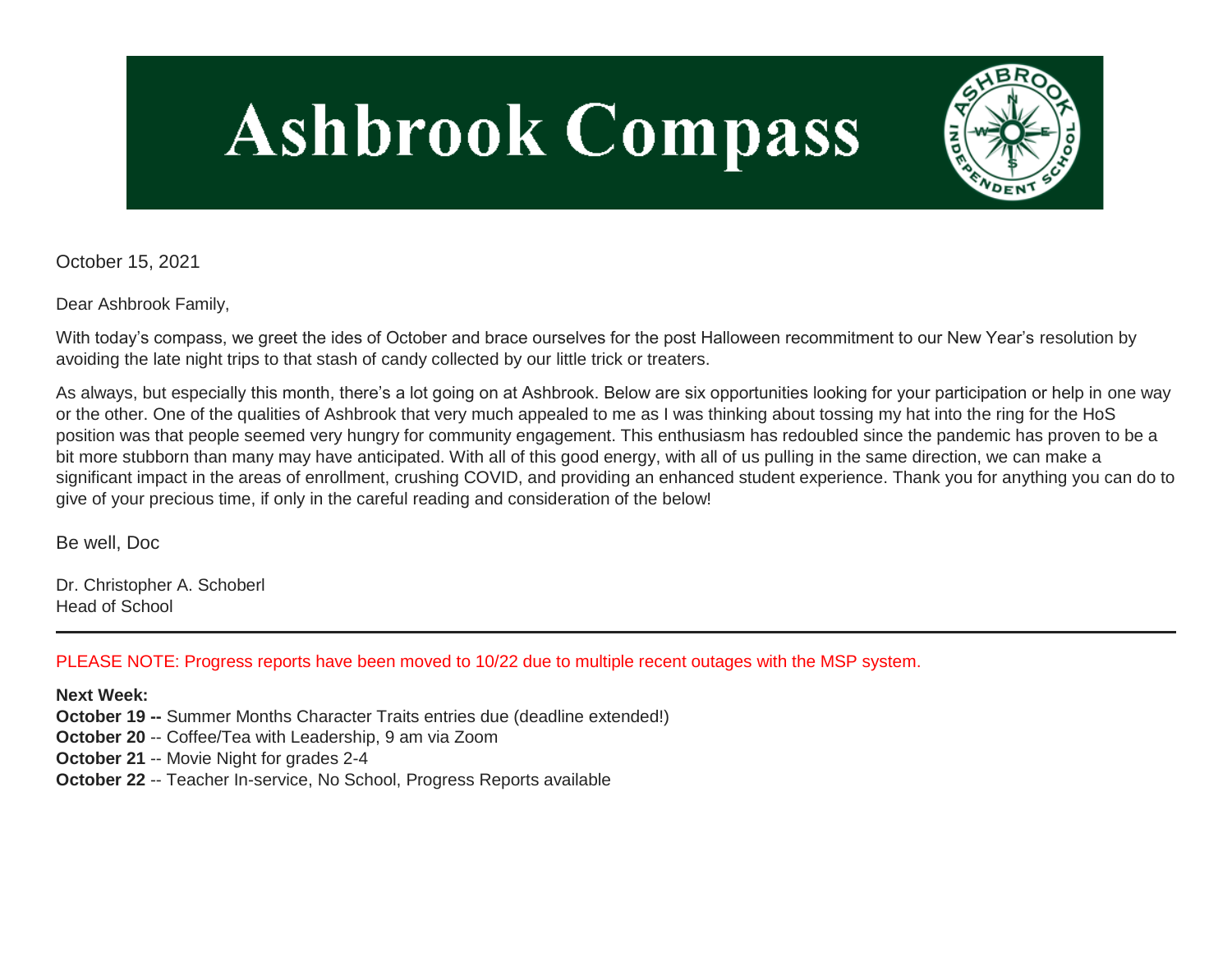# Ashbrook Compass

October 15, 2021

Dear Ashbrook Family,

With today's compass, we greet the ides of October and brace ourselves for the post Halloween recommitment to our New Year's resolution by avoiding the late night trips to that stash of candy collected by our little trick or treaters.

As always, but especially this month, there's a lot going on at Ashbrook. Below are six opportunities looking for your participation or help in one way or the other. One of the qualities of Ashbrook that very much appealed to me as I was thinking about tossing my hat into the ring for the HoS position was that people seemed very hungry for community engagement. This enthusiasm has redoubled since the pandemic has proven to be a bit more stubborn than many may have anticipated. With all of this good energy, with all of us pulling in the same direction, we can make a significant impact in the areas of enrollment, crushing COVID, and providing an enhanced student experience. Thank you for anything you can do to give of your precious time, if only in the careful reading and consideration of the below!

Be well, Doc

Dr. Christopher A. Schoberl
Head of School

---

PLEASE NOTE: Progress reports have been moved to 10/22 due to multiple recent outages with the MSP system.

**Next Week:**
**October 19 --** Summer Months Character Traits entries due (deadline extended!)
**October 20** -- Coffee/Tea with Leadership, 9 am via Zoom
**October 21** -- Movie Night for grades 2-4
**October 22** -- Teacher In-service, No School, Progress Reports available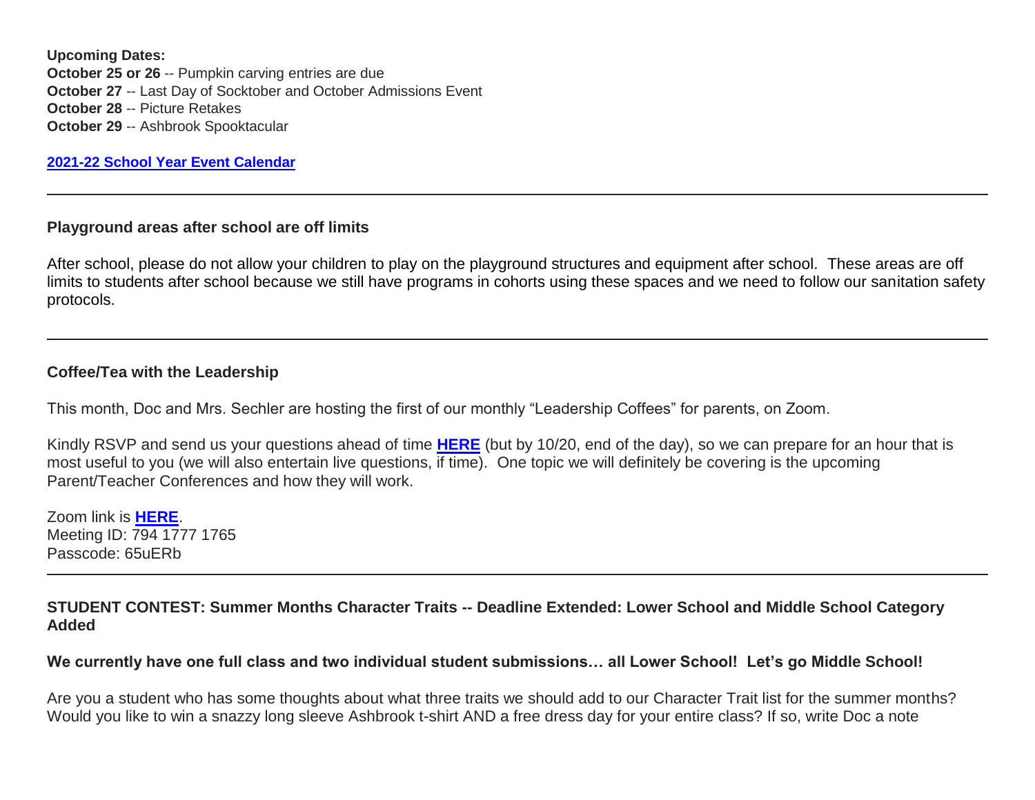**Upcoming Dates:**
**October 25 or 26** -- Pumpkin carving entries are due
**October 27** -- Last Day of Socktober and October Admissions Event
**October 28** -- Picture Retakes
**October 29** -- Ashbrook Spooktacular

**2021-22 School Year Event Calendar**

---

**Playground areas after school are off limits**

After school, please do not allow your children to play on the playground structures and equipment after school. These areas are off limits to students after school because we still have programs in cohorts using these spaces and we need to follow our sanitation safety protocols.

---

**Coffee/Tea with the Leadership**

This month, Doc and Mrs. Sechler are hosting the first of our monthly "Leadership Coffees" for parents, on Zoom.

Kindly RSVP and send us your questions ahead of time **HERE** (but by 10/20, end of the day), so we can prepare for an hour that is most useful to you (we will also entertain live questions, if time). One topic we will definitely be covering is the upcoming Parent/Teacher Conferences and how they will work.

Zoom link is **HERE**.
Meeting ID: 794 1777 1765
Passcode: 65uERb

---

**STUDENT CONTEST: Summer Months Character Traits -- Deadline Extended: Lower School and Middle School Category Added**

**We currently have one full class and two individual student submissions… all Lower School! Let's go Middle School!**

Are you a student who has some thoughts about what three traits we should add to our Character Trait list for the summer months? Would you like to win a snazzy long sleeve Ashbrook t-shirt AND a free dress day for your entire class? If so, write Doc a note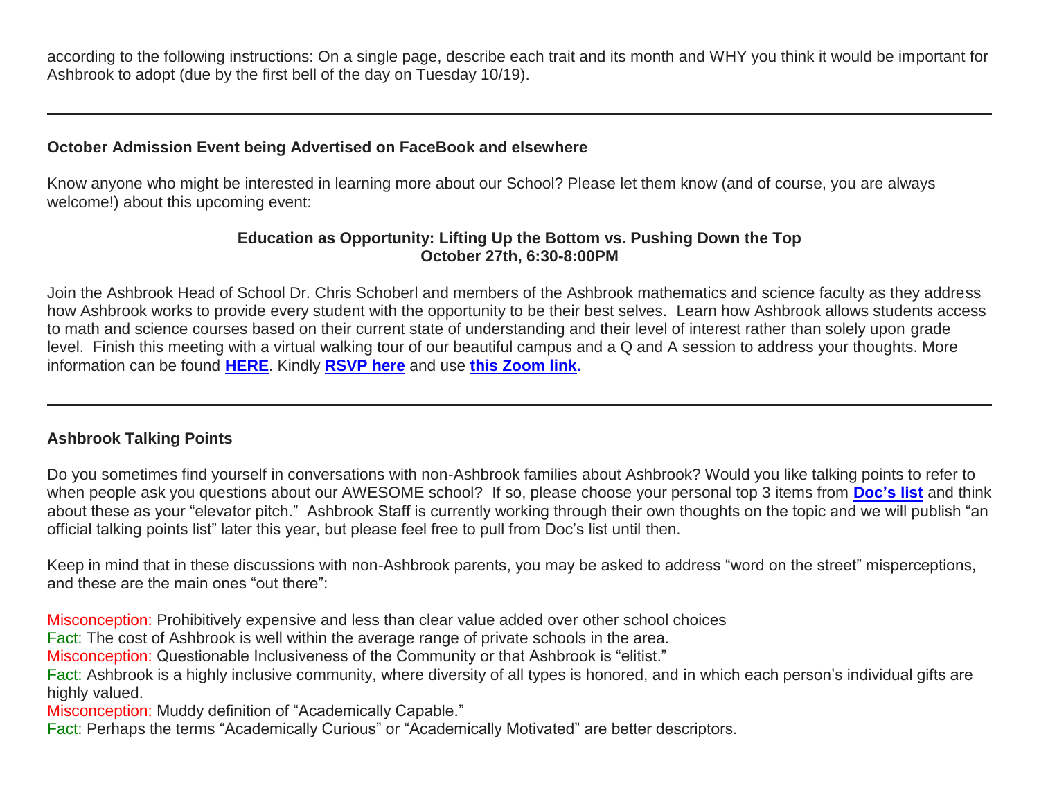according to the following instructions: On a single page, describe each trait and its month and WHY you think it would be important for Ashbrook to adopt (due by the first bell of the day on Tuesday 10/19).

---

**October Admission Event being Advertised on FaceBook and elsewhere**

Know anyone who might be interested in learning more about our School? Please let them know (and of course, you are always welcome!) about this upcoming event:

**Education as Opportunity: Lifting Up the Bottom vs. Pushing Down the Top**
**October 27th, 6:30-8:00PM**

Join the Ashbrook Head of School Dr. Chris Schoberl and members of the Ashbrook mathematics and science faculty as they address how Ashbrook works to provide every student with the opportunity to be their best selves. Learn how Ashbrook allows students access to math and science courses based on their current state of understanding and their level of interest rather than solely upon grade level. Finish this meeting with a virtual walking tour of our beautiful campus and a Q and A session to address your thoughts. More information can be found **HERE**. Kindly **RSVP here** and use **this Zoom link.**

---

**Ashbrook Talking Points**

Do you sometimes find yourself in conversations with non-Ashbrook families about Ashbrook? Would you like talking points to refer to when people ask you questions about our AWESOME school? If so, please choose your personal top 3 items from **Doc's list** and think about these as your "elevator pitch." Ashbrook Staff is currently working through their own thoughts on the topic and we will publish "an official talking points list" later this year, but please feel free to pull from Doc's list until then.

Keep in mind that in these discussions with non-Ashbrook parents, you may be asked to address "word on the street" misperceptions, and these are the main ones "out there":

Misconception: Prohibitively expensive and less than clear value added over other school choices
Fact: The cost of Ashbrook is well within the average range of private schools in the area.
Misconception: Questionable Inclusiveness of the Community or that Ashbrook is "elitist."
Fact: Ashbrook is a highly inclusive community, where diversity of all types is honored, and in which each person's individual gifts are highly valued.
Misconception: Muddy definition of "Academically Capable."
Fact: Perhaps the terms "Academically Curious" or "Academically Motivated" are better descriptors.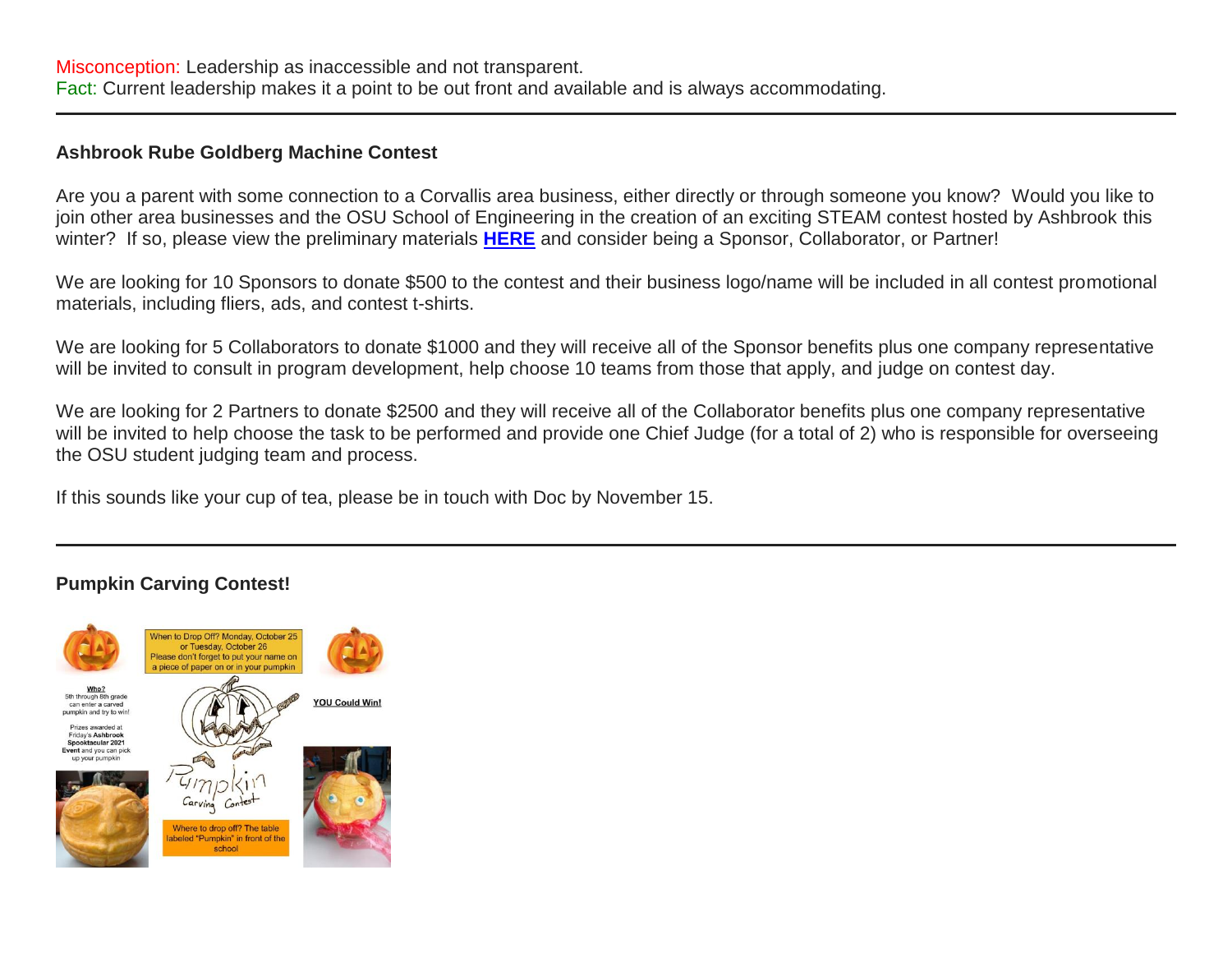Misconception: Leadership as inaccessible and not transparent.
Fact: Current leadership makes it a point to be out front and available and is always accommodating.

---

**Ashbrook Rube Goldberg Machine Contest**

Are you a parent with some connection to a Corvallis area business, either directly or through someone you know? Would you like to join other area businesses and the OSU School of Engineering in the creation of an exciting STEAM contest hosted by Ashbrook this winter? If so, please view the preliminary materials **HERE** and consider being a Sponsor, Collaborator, or Partner!

We are looking for 10 Sponsors to donate $500 to the contest and their business logo/name will be included in all contest promotional materials, including fliers, ads, and contest t-shirts.

We are looking for 5 Collaborators to donate $1000 and they will receive all of the Sponsor benefits plus one company representative will be invited to consult in program development, help choose 10 teams from those that apply, and judge on contest day.

We are looking for 2 Partners to donate $2500 and they will receive all of the Collaborator benefits plus one company representative will be invited to help choose the task to be performed and provide one Chief Judge (for a total of 2) who is responsible for overseeing the OSU student judging team and process.

If this sounds like your cup of tea, please be in touch with Doc by November 15.

---

**Pumpkin Carving Contest!**

When to Drop Off? Monday, October 25 or Tuesday, October 26
Please don't forget to put your name on a piece of paper on or in your pumpkin

Who?
5th through 8th grade can enter a carved pumpkin and try to win!

Prizes awarded at Friday's **Ashbrook Spooktacular 2021 Event** and you can pick up your pumpkin

YOU Could Win!

Pumpkin Carving Contest

Where to drop off? The table labeled "Pumpkin" in front of the school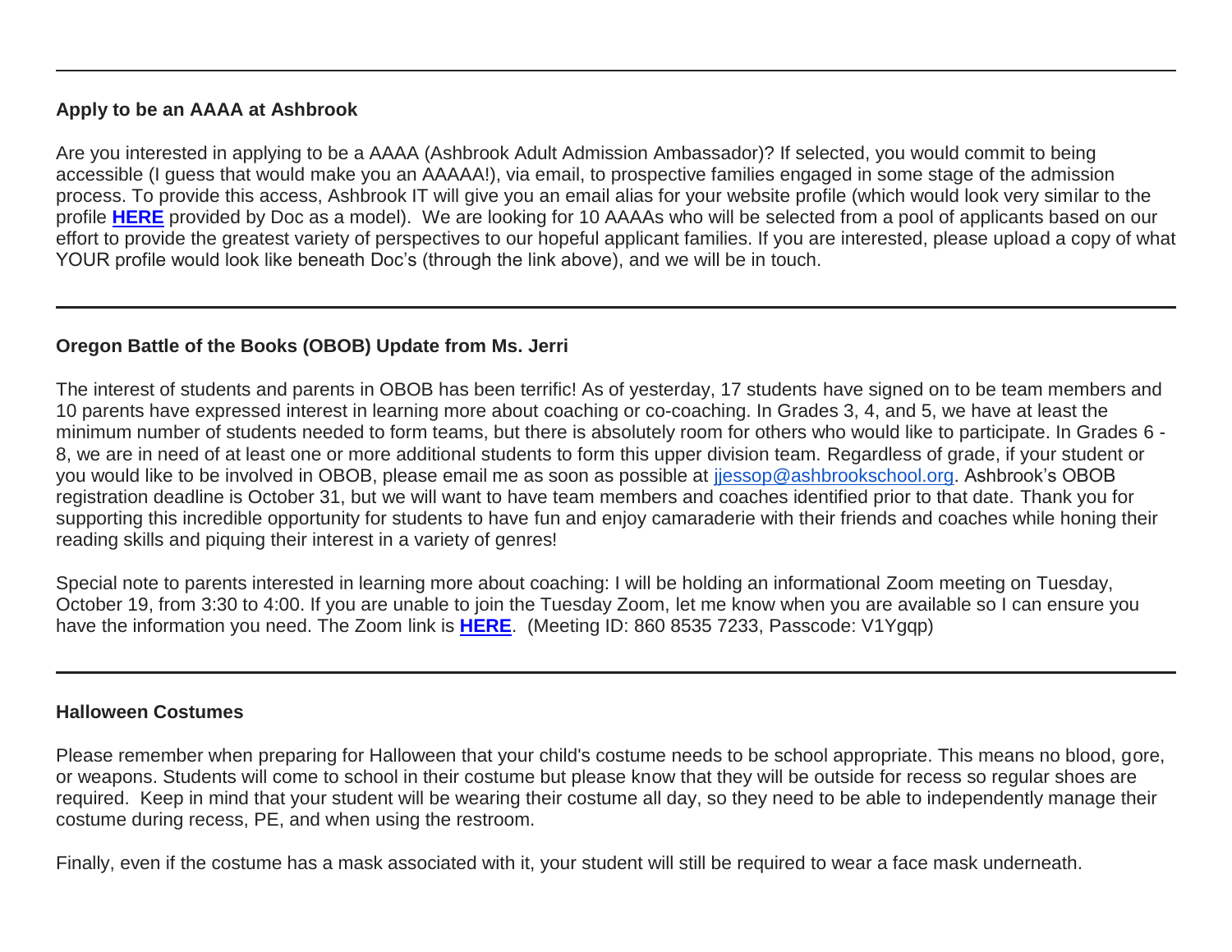---

**Apply to be an AAAA at Ashbrook**

Are you interested in applying to be a AAAA (Ashbrook Adult Admission Ambassador)? If selected, you would commit to being accessible (I guess that would make you an AAAAA!), via email, to prospective families engaged in some stage of the admission process. To provide this access, Ashbrook IT will give you an email alias for your website profile (which would look very similar to the profile **HERE** provided by Doc as a model). We are looking for 10 AAAAs who will be selected from a pool of applicants based on our effort to provide the greatest variety of perspectives to our hopeful applicant families. If you are interested, please upload a copy of what YOUR profile would look like beneath Doc's (through the link above), and we will be in touch.

---

**Oregon Battle of the Books (OBOB) Update from Ms. Jerri**

The interest of students and parents in OBOB has been terrific! As of yesterday, 17 students have signed on to be team members and 10 parents have expressed interest in learning more about coaching or co-coaching. In Grades 3, 4, and 5, we have at least the minimum number of students needed to form teams, but there is absolutely room for others who would like to participate. In Grades 6 - 8, we are in need of at least one or more additional students to form this upper division team. Regardless of grade, if your student or you would like to be involved in OBOB, please email me as soon as possible at jjessop@ashbrookschool.org. Ashbrook's OBOB registration deadline is October 31, but we will want to have team members and coaches identified prior to that date. Thank you for supporting this incredible opportunity for students to have fun and enjoy camaraderie with their friends and coaches while honing their reading skills and piquing their interest in a variety of genres!

Special note to parents interested in learning more about coaching: I will be holding an informational Zoom meeting on Tuesday, October 19, from 3:30 to 4:00. If you are unable to join the Tuesday Zoom, let me know when you are available so I can ensure you have the information you need. The Zoom link is **HERE**. (Meeting ID: 860 8535 7233, Passcode: V1Ygqp)

---

**Halloween Costumes**

Please remember when preparing for Halloween that your child's costume needs to be school appropriate. This means no blood, gore, or weapons. Students will come to school in their costume but please know that they will be outside for recess so regular shoes are required. Keep in mind that your student will be wearing their costume all day, so they need to be able to independently manage their costume during recess, PE, and when using the restroom.

Finally, even if the costume has a mask associated with it, your student will still be required to wear a face mask underneath.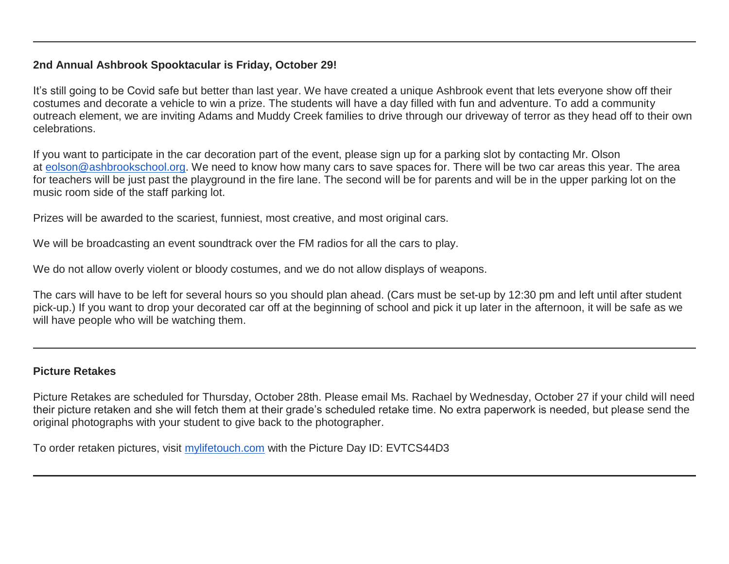---

**2nd Annual Ashbrook Spooktacular is Friday, October 29!**

It's still going to be Covid safe but better than last year. We have created a unique Ashbrook event that lets everyone show off their costumes and decorate a vehicle to win a prize. The students will have a day filled with fun and adventure. To add a community outreach element, we are inviting Adams and Muddy Creek families to drive through our driveway of terror as they head off to their own celebrations.

If you want to participate in the car decoration part of the event, please sign up for a parking slot by contacting Mr. Olson at eolson@ashbrookschool.org. We need to know how many cars to save spaces for. There will be two car areas this year. The area for teachers will be just past the playground in the fire lane. The second will be for parents and will be in the upper parking lot on the music room side of the staff parking lot.

Prizes will be awarded to the scariest, funniest, most creative, and most original cars.

We will be broadcasting an event soundtrack over the FM radios for all the cars to play.

We do not allow overly violent or bloody costumes, and we do not allow displays of weapons.

The cars will have to be left for several hours so you should plan ahead. (Cars must be set-up by 12:30 pm and left until after student pick-up.) If you want to drop your decorated car off at the beginning of school and pick it up later in the afternoon, it will be safe as we will have people who will be watching them.

---

**Picture Retakes**

Picture Retakes are scheduled for Thursday, October 28th. Please email Ms. Rachael by Wednesday, October 27 if your child will need their picture retaken and she will fetch them at their grade's scheduled retake time. No extra paperwork is needed, but please send the original photographs with your student to give back to the photographer.

To order retaken pictures, visit mylifetouch.com with the Picture Day ID: EVTCS44D3

---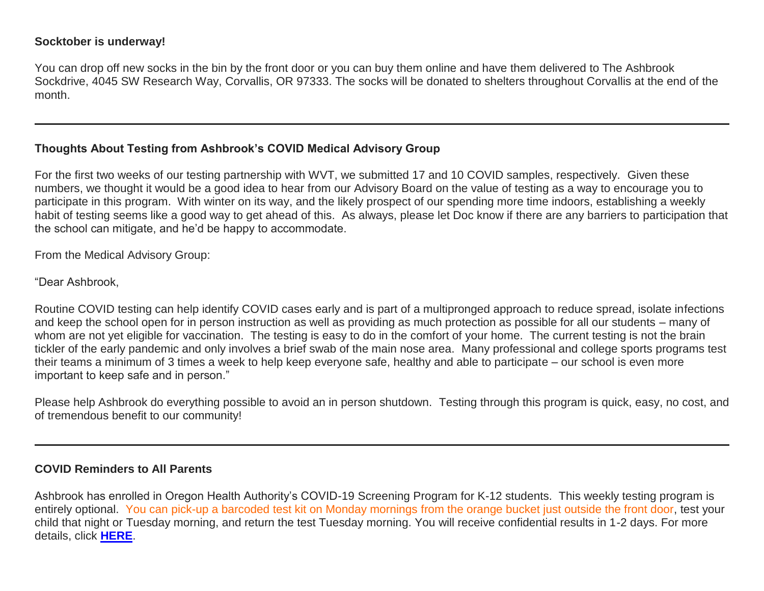**Socktober is underway!**

You can drop off new socks in the bin by the front door or you can buy them online and have them delivered to The Ashbrook Sockdrive, 4045 SW Research Way, Corvallis, OR 97333. The socks will be donated to shelters throughout Corvallis at the end of the month.

---

**Thoughts About Testing from Ashbrook's COVID Medical Advisory Group**

For the first two weeks of our testing partnership with WVT, we submitted 17 and 10 COVID samples, respectively. Given these numbers, we thought it would be a good idea to hear from our Advisory Board on the value of testing as a way to encourage you to participate in this program. With winter on its way, and the likely prospect of our spending more time indoors, establishing a weekly habit of testing seems like a good way to get ahead of this. As always, please let Doc know if there are any barriers to participation that the school can mitigate, and he'd be happy to accommodate.

From the Medical Advisory Group:

"Dear Ashbrook,

Routine COVID testing can help identify COVID cases early and is part of a multipronged approach to reduce spread, isolate infections and keep the school open for in person instruction as well as providing as much protection as possible for all our students – many of whom are not yet eligible for vaccination. The testing is easy to do in the comfort of your home. The current testing is not the brain tickler of the early pandemic and only involves a brief swab of the main nose area. Many professional and college sports programs test their teams a minimum of 3 times a week to help keep everyone safe, healthy and able to participate – our school is even more important to keep safe and in person."

Please help Ashbrook do everything possible to avoid an in person shutdown. Testing through this program is quick, easy, no cost, and of tremendous benefit to our community!

---

**COVID Reminders to All Parents**

Ashbrook has enrolled in Oregon Health Authority's COVID-19 Screening Program for K-12 students. This weekly testing program is entirely optional. You can pick-up a barcoded test kit on Monday mornings from the orange bucket just outside the front door, test your child that night or Tuesday morning, and return the test Tuesday morning. You will receive confidential results in 1-2 days. For more details, click **HERE**.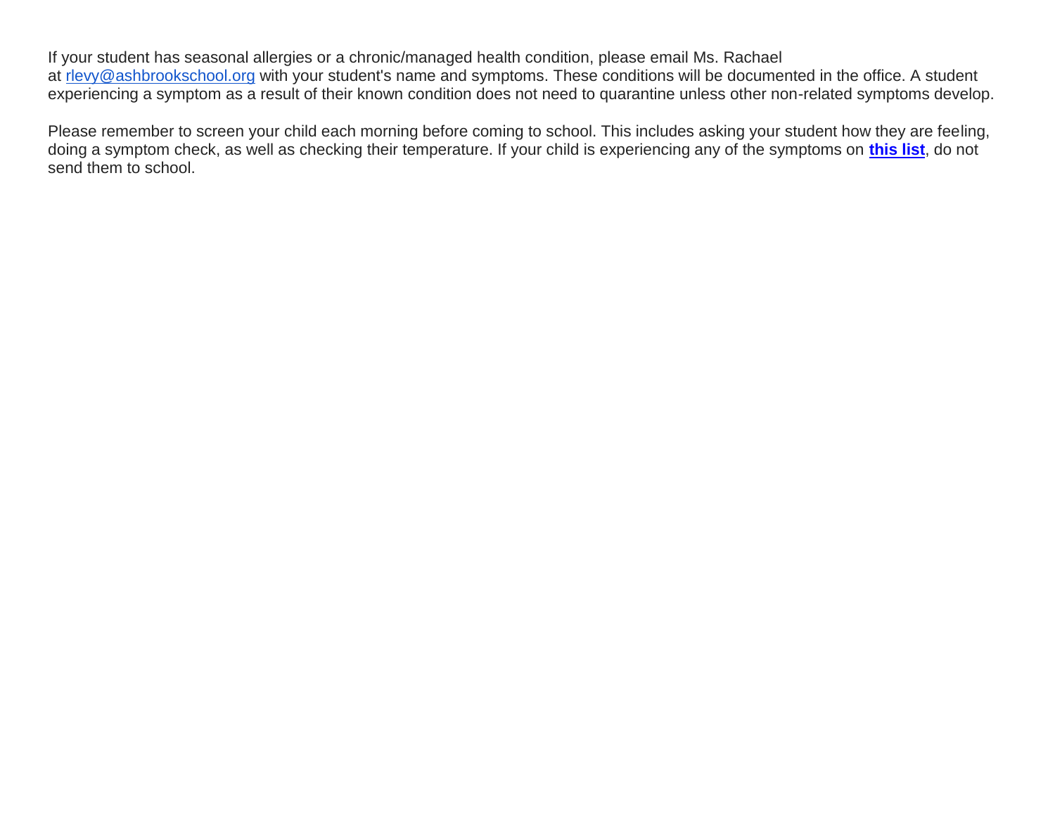If your student has seasonal allergies or a chronic/managed health condition, please email Ms. Rachael at rlevy@ashbrookschool.org with your student's name and symptoms. These conditions will be documented in the office. A student experiencing a symptom as a result of their known condition does not need to quarantine unless other non-related symptoms develop.

Please remember to screen your child each morning before coming to school. This includes asking your student how they are feeling, doing a symptom check, as well as checking their temperature. If your child is experiencing any of the symptoms on **this list**, do not send them to school.